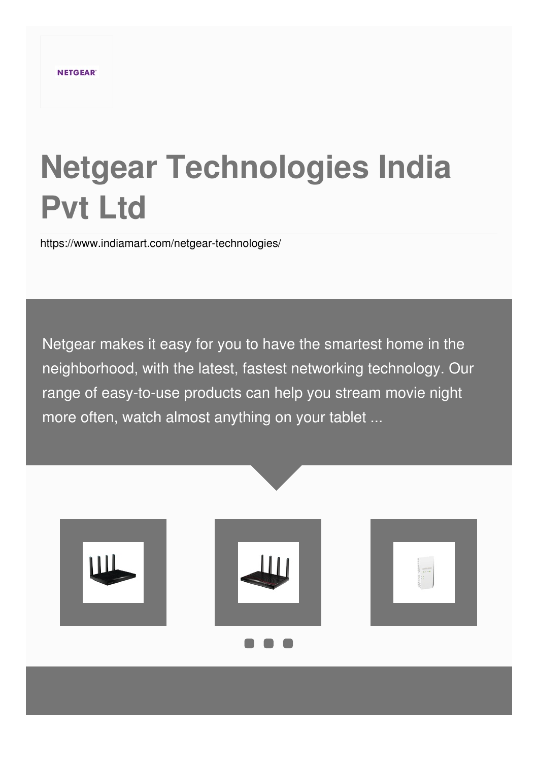NETGEAR

# Netgear Technologies India Pvt Ltd

https://www.indiamart.com/netgear-technologies/

Netgear makes it easy for you to have the smartest home in the neighborhood, with the latest, fastest networking technology. Our range of easy-to-use products can help you stream movie night more often, watch almost anything on your tablet ...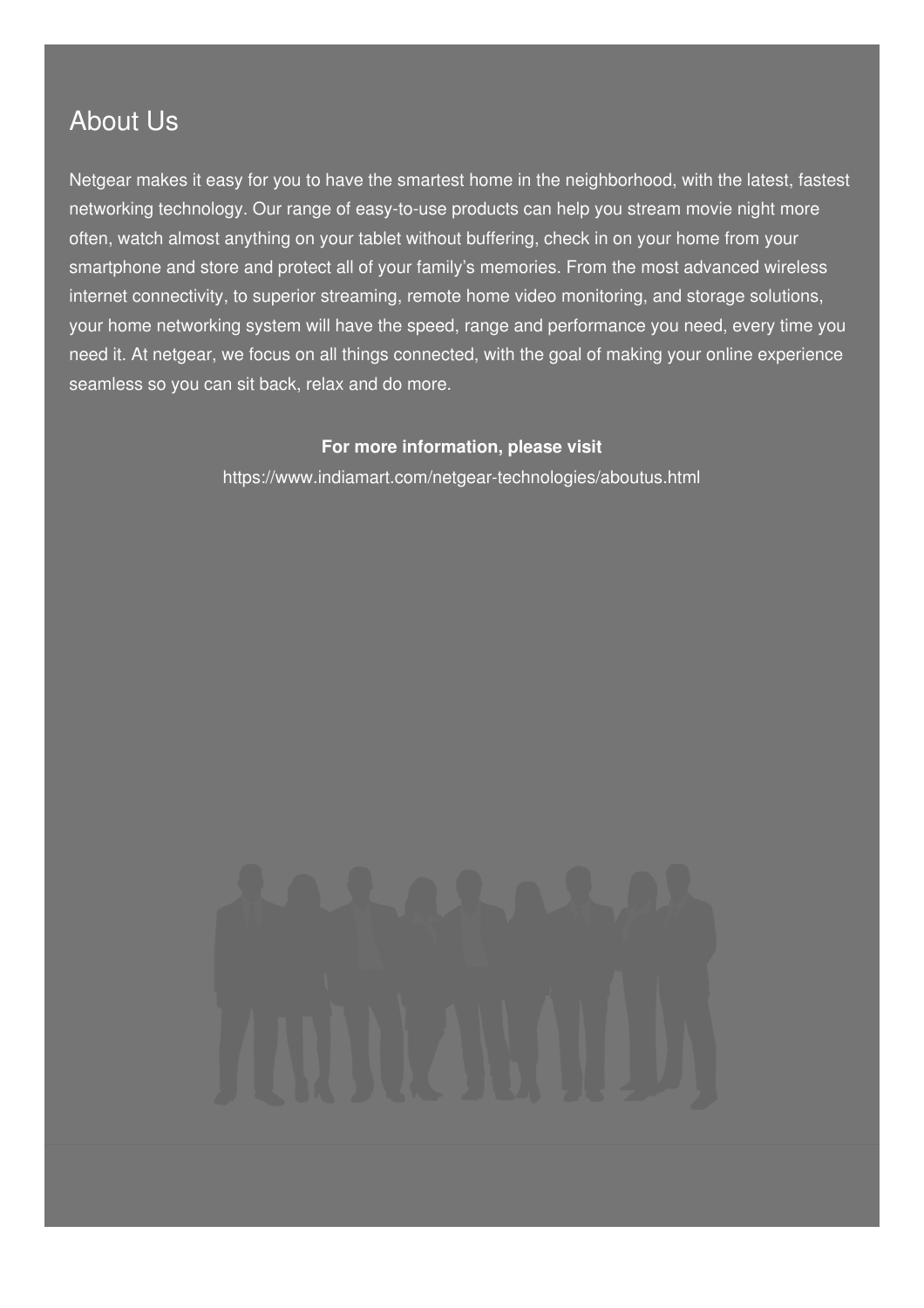## About Us

Netgear makes it easy for you to have the smartest home in the neighborhood, with the latest, fastest networking technology. Our range of easy-to-use products can help you stream movie night more often, watch almost anything on your tablet without buffering, check in on your home from your smartphone and store and protect all of your family's memories. From the most advanced wireless internet connectivity, to superior streaming, remote home video monitoring, and storage solutions, your home networking system will have the speed, range and performance you need, every time you need it. At netgear, we focus on all things connected, with the goal of making your online experience seamless so you can sit back, relax and do more.

**For more information, please visit**

https://www.indiamart.com/netgear-technologies/aboutus.html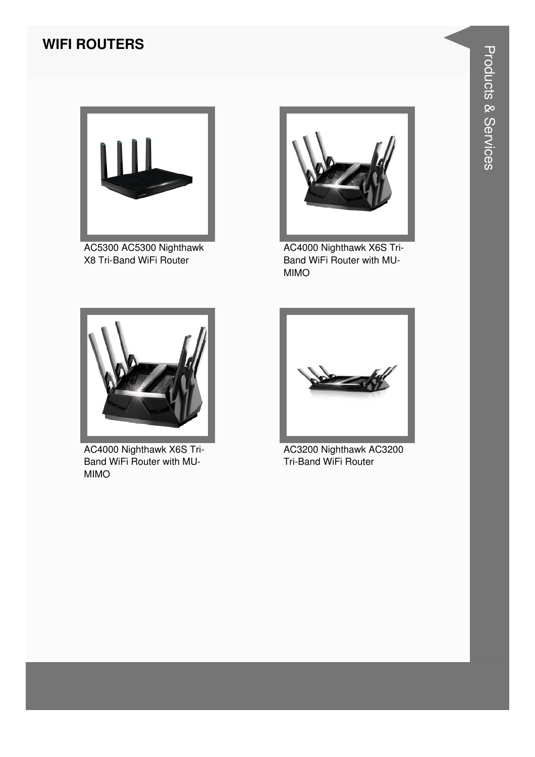## WIFI ROUTERS

AC5300 AC5300 Nighthawk X8 Tri-Band WiFi Router

AC4000 Nighthawk X6S Tri-Band WiFi Router with MU-MIMO

AC4000 Nighthawk X6S Tri-Band WiFi Router with MU-MIMO

AC3200 Nighthawk AC3200 Tri-Band WiFi Router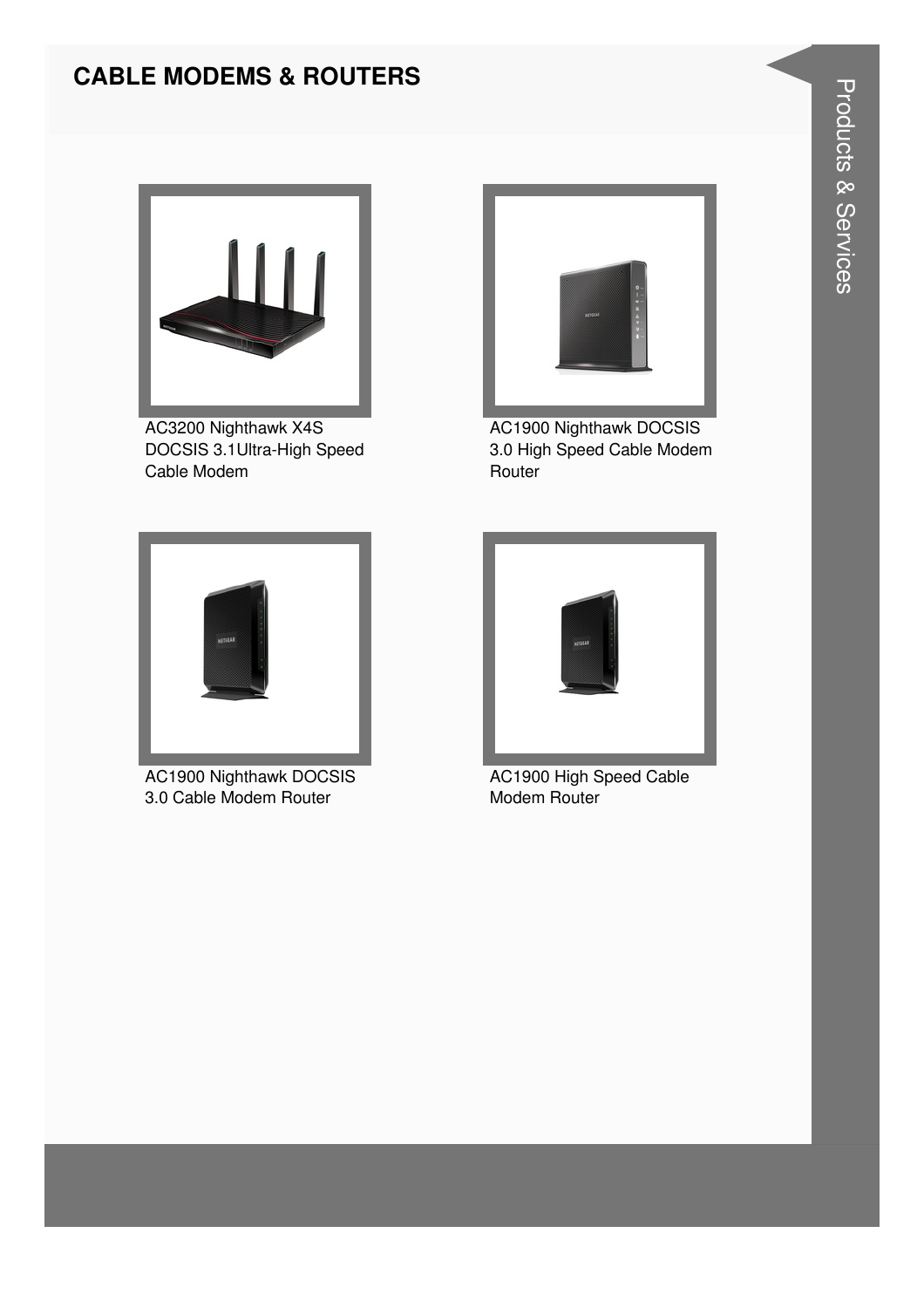## CABLE MODEMS & ROUTERS

AC3200 Nighthawk X4S DOCSIS 3.1Ultra-High Speed Cable Modem

AC1900 Nighthawk DOCSIS 3.0 High Speed Cable Modem Router

AC1900 Nighthawk DOCSIS 3.0 Cable Modem Router

AC1900 High Speed Cable Modem Router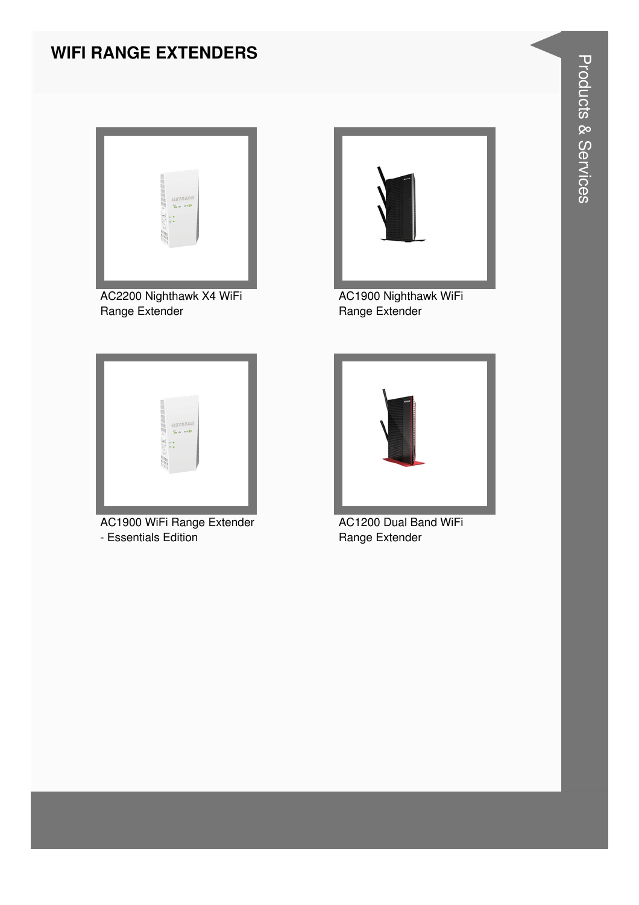## WIFI RANGE EXTENDERS

AC2200 Nighthawk X4 WiFi Range Extender

AC1900 Nighthawk WiFi Range Extender

AC1900 WiFi Range Extender - Essentials Edition

AC1200 Dual Band WiFi Range Extender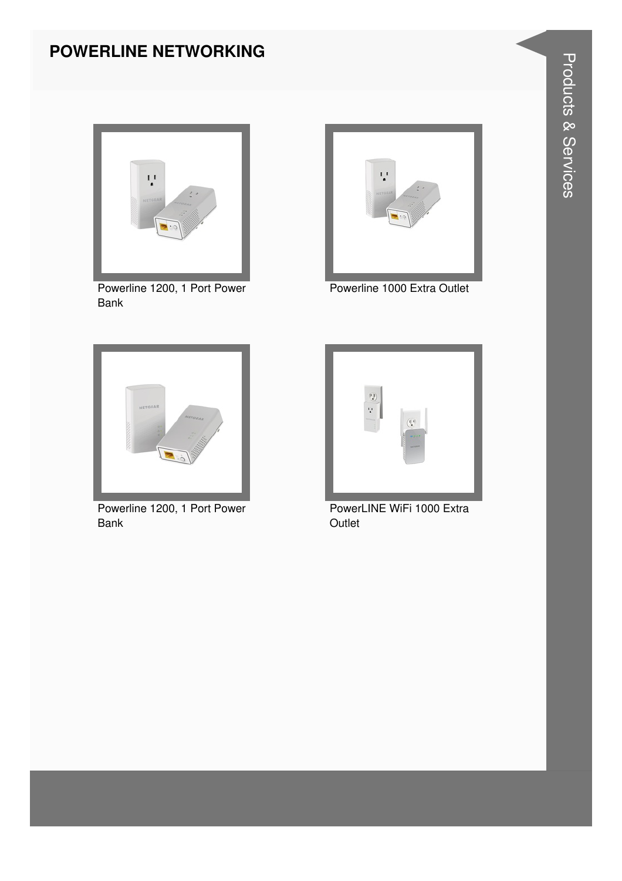# POWERLINE NETWORKING

Powerline 1200, 1 Port Power Bank

Powerline 1000 Extra Outlet

Powerline 1200, 1 Port Power Bank

PowerLINE WiFi 1000 Extra Outlet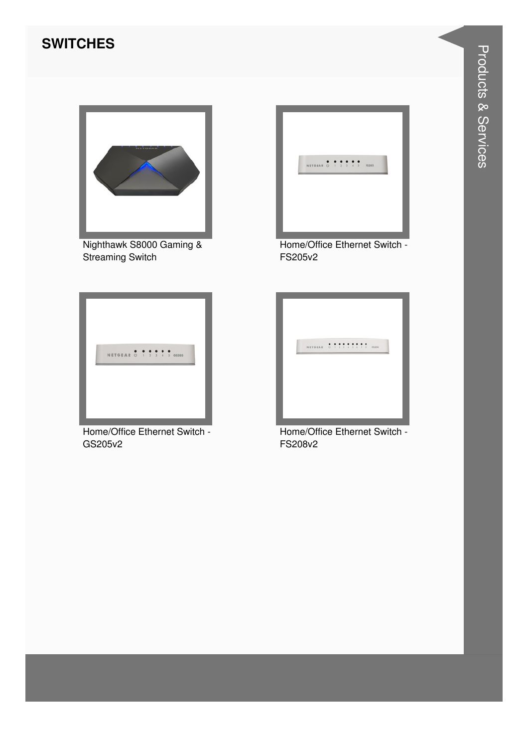## SWITCHES

Nighthawk S8000 Gaming & Streaming Switch

Home/Office Ethernet Switch - FS205v2

Home/Office Ethernet Switch - GS205v2

Home/Office Ethernet Switch - FS208v2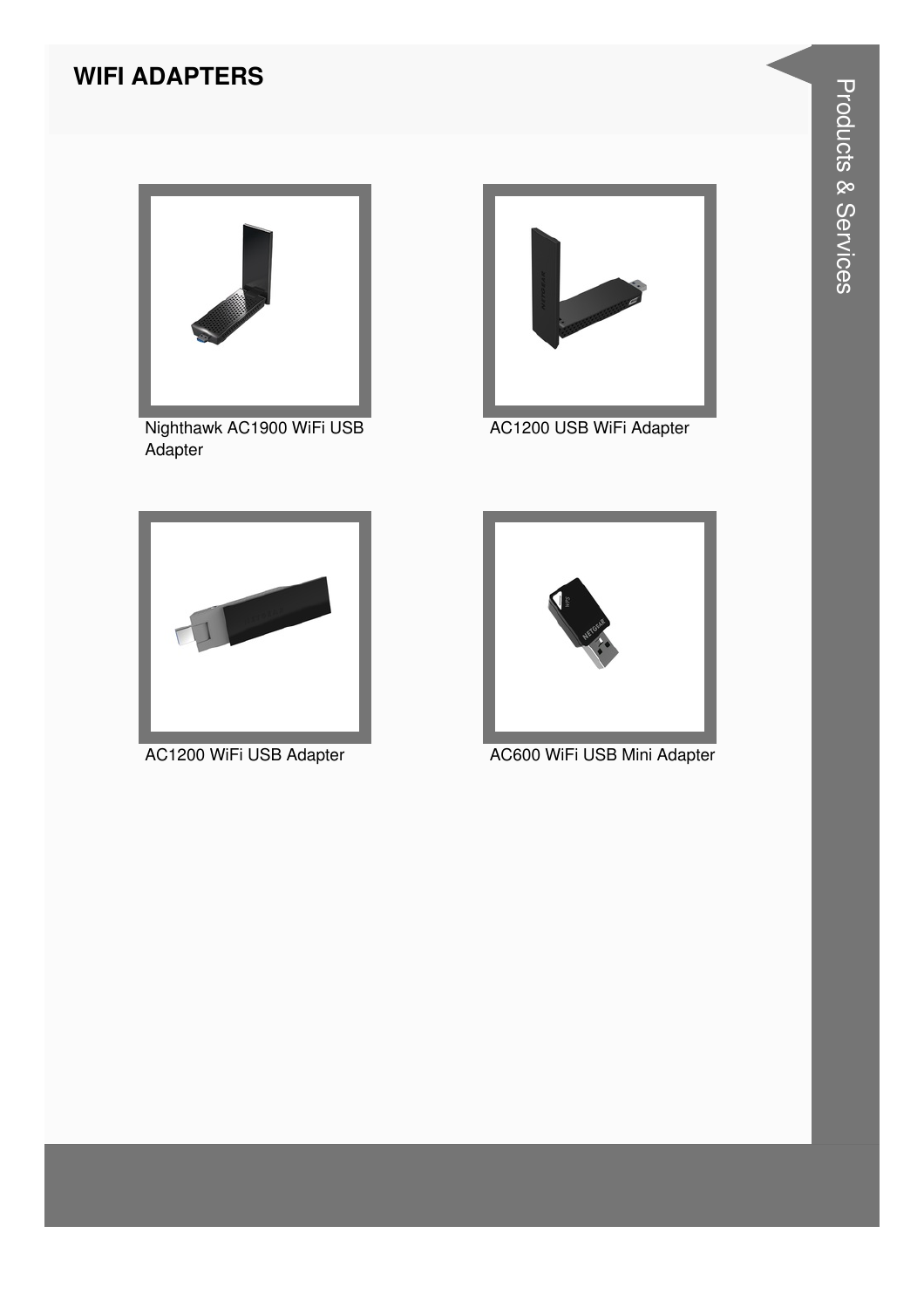# WIFI ADAPTERS

Nighthawk AC1900 WiFi USB Adapter

AC1200 USB WiFi Adapter

AC1200 WiFi USB Adapter

AC600 WiFi USB Mini Adapter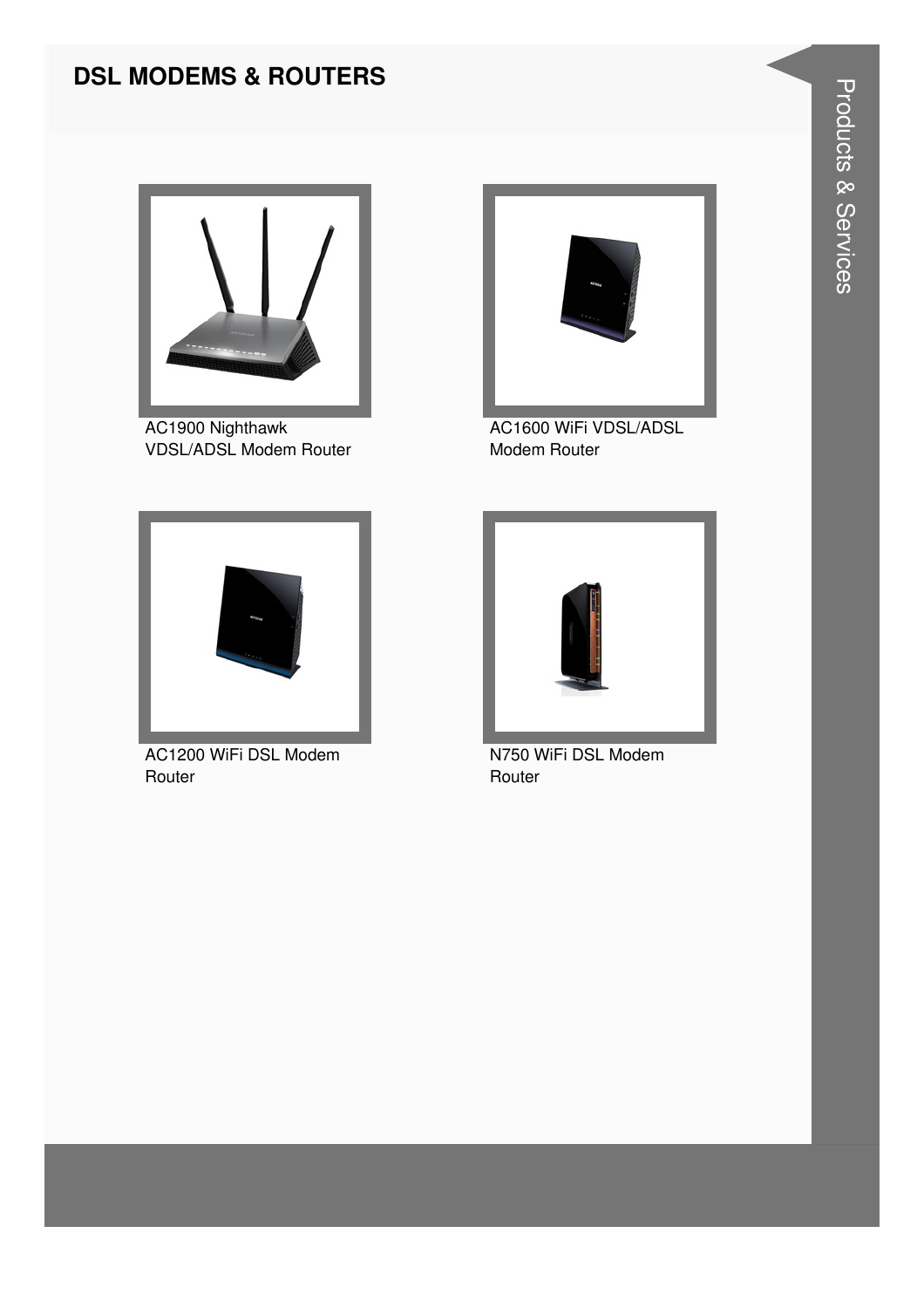# DSL MODEMS & ROUTERS

AC1900 Nighthawk VDSL/ADSL Modem Router

AC1600 WiFi VDSL/ADSL Modem Router

AC1200 WiFi DSL Modem Router

N750 WiFi DSL Modem Router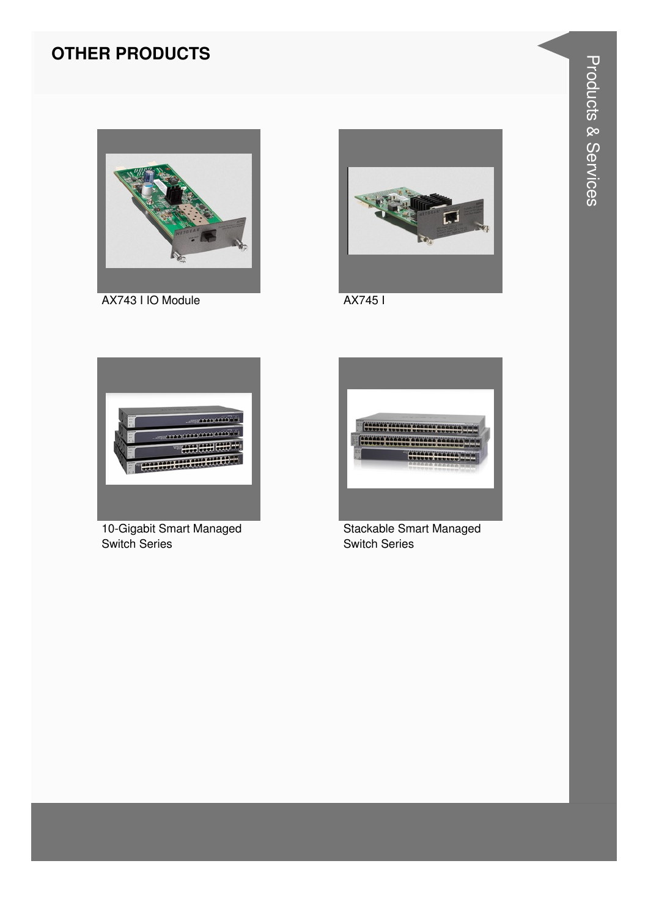## OTHER PRODUCTS

AX743 I IO Module

AX745 I

10-Gigabit Smart Managed Switch Series

Stackable Smart Managed Switch Series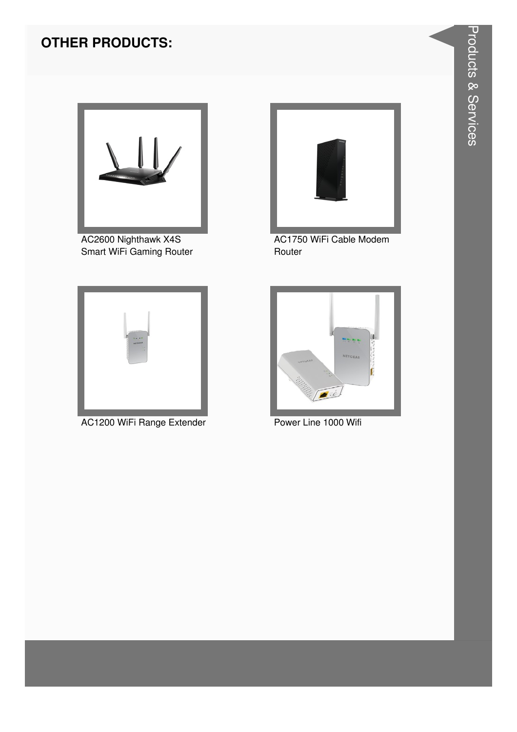## OTHER PRODUCTS:

AC2600 Nighthawk X4S Smart WiFi Gaming Router

AC1750 WiFi Cable Modem Router

AC1200 WiFi Range Extender

Power Line 1000 Wifi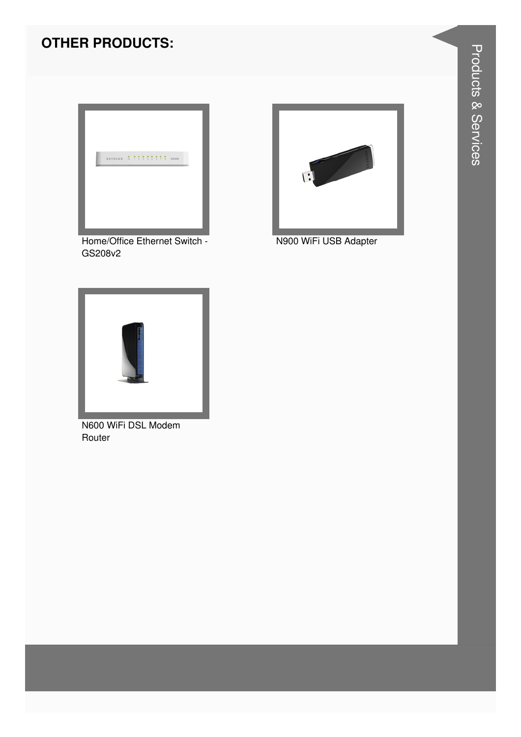## OTHER PRODUCTS:

Home/Office Ethernet Switch - GS208v2

N900 WiFi USB Adapter

N600 WiFi DSL Modem Router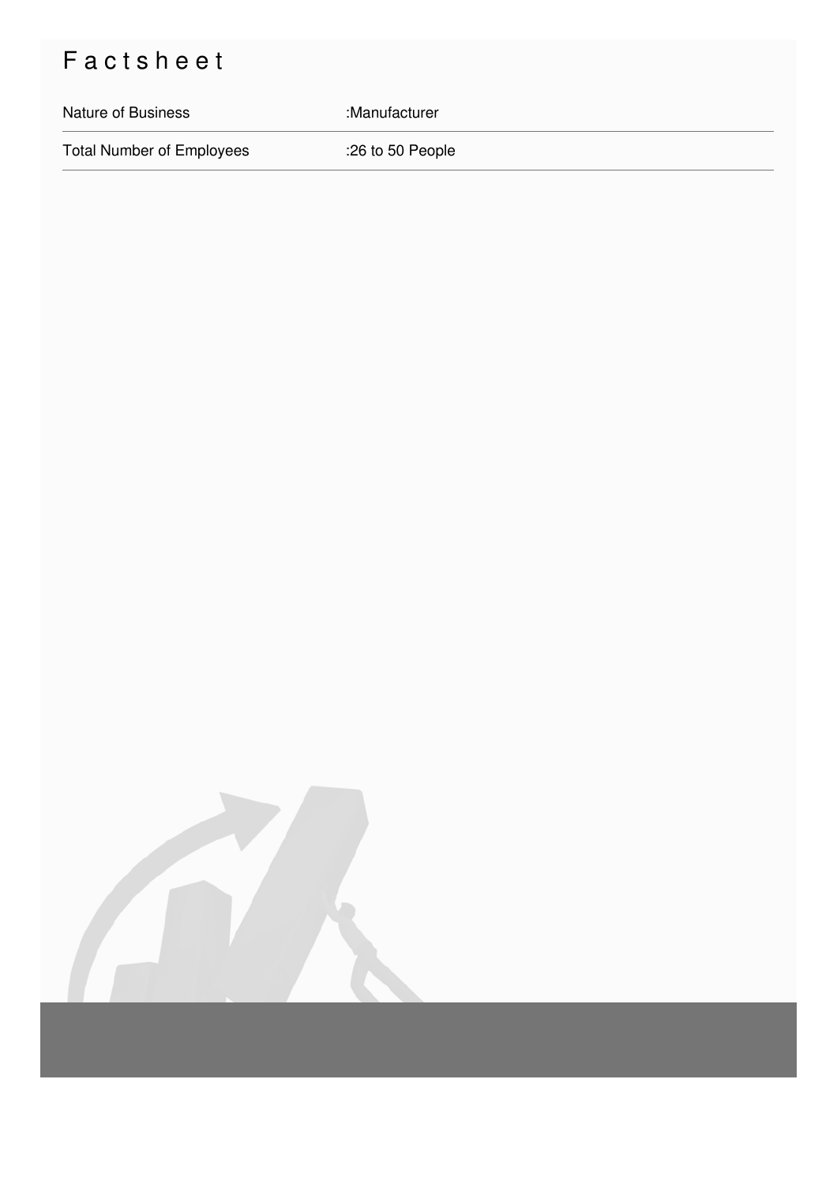# Factsheet

| | |
|---|---|
| Nature of Business | :Manufacturer |
| Total Number of Employees | :26 to 50 People |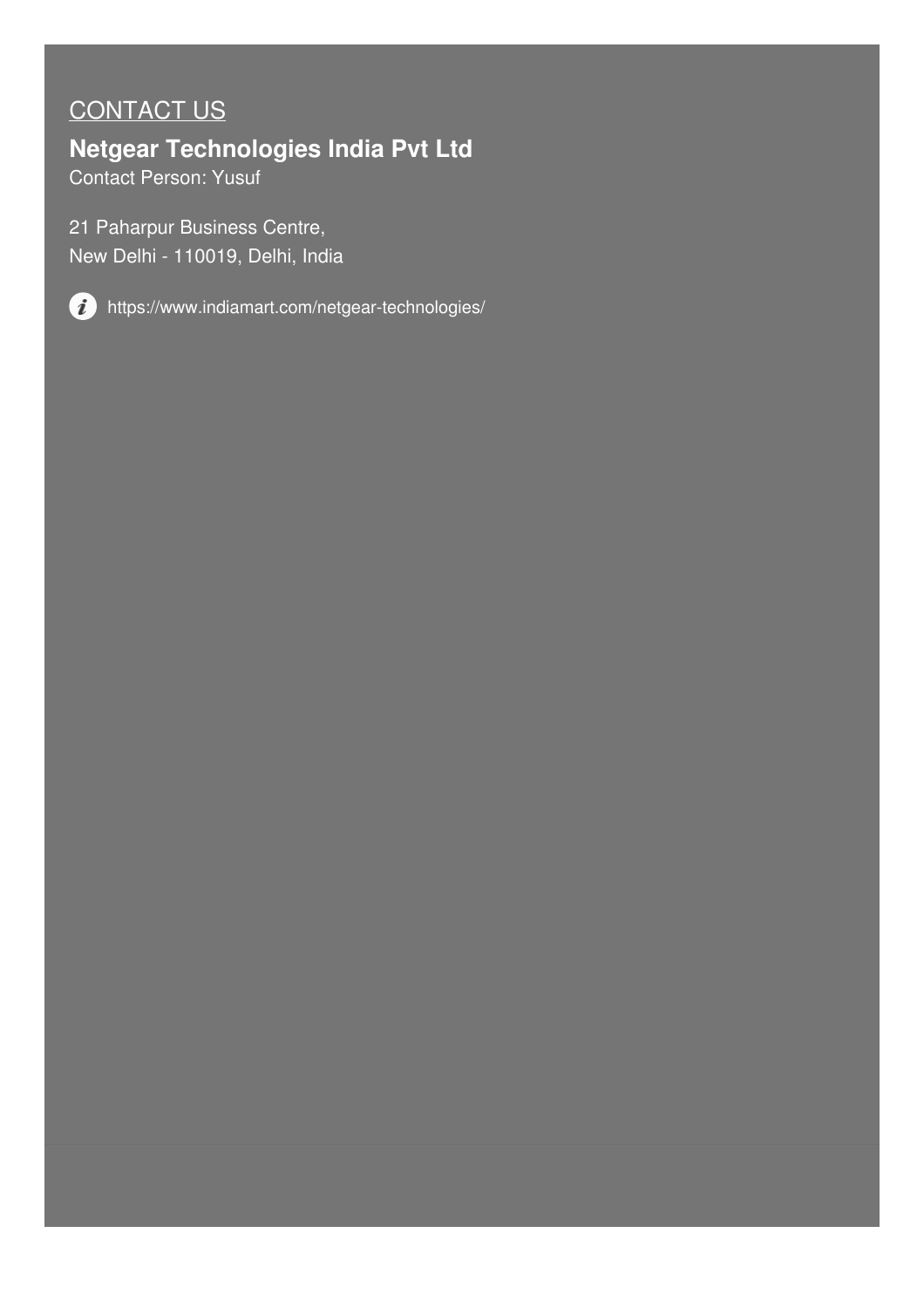## CONTACT US

### Netgear Technologies India Pvt Ltd

Contact Person: Yusuf

21 Paharpur Business Centre,
New Delhi - 110019, Delhi, India

https://www.indiamart.com/netgear-technologies/